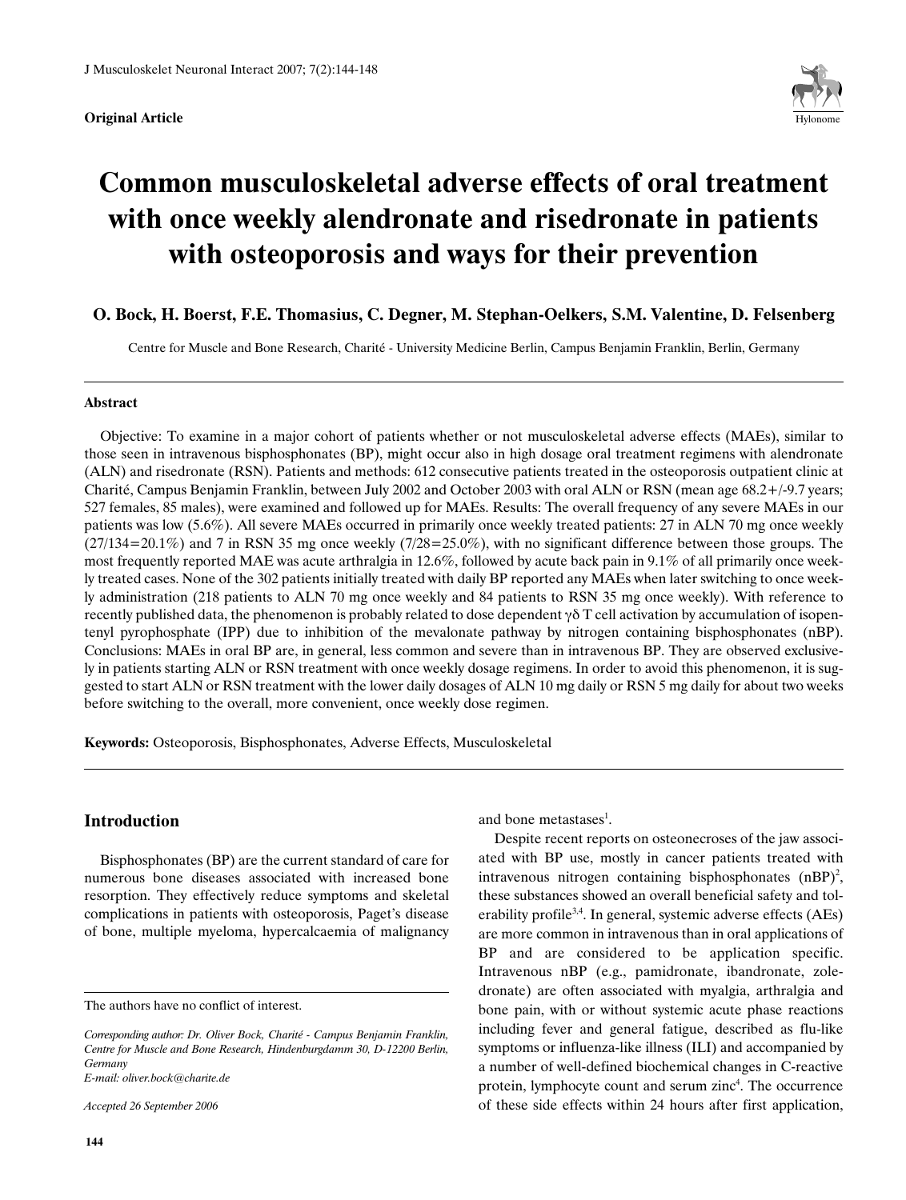**Original Article**

# Common musculoskeletal adverse effects of oral treatment with once weekly alendronate and risedronate in patients with osteoporosis and ways for their prevention

**O. Bock, H. Boerst, F.E. Thomasius, C. Degner, M. Stephan-Oelkers, S.M. Valentine, D. Felsenberg**

Centre for Muscle and Bone Research, Charité - University Medicine Berlin, Campus Benjamin Franklin, Berlin, Germany

### Abstract

Objective: To examine in a major cohort of patients whether or not musculoskeletal adverse effects (MAEs), similar to those seen in intravenous bisphosphonates (BP), might occur also in high dosage oral treatment regimens with alendronate (ALN) and risedronate (RSN). Patients and methods: 612 consecutive patients treated in the osteoporosis outpatient clinic at Charité, Campus Benjamin Franklin, between July 2002 and October 2003 with oral ALN or RSN (mean age 68.2+/-9.7 years; 527 females, 85 males), were examined and followed up for MAEs. Results: The overall frequency of any severe MAEs in our patients was low (5.6%). All severe MAEs occurred in primarily once weekly treated patients: 27 in ALN 70 mg once weekly (27/134=20.1%) and 7 in RSN 35 mg once weekly (7/28=25.0%), with no significant difference between those groups. The most frequently reported MAE was acute arthralgia in 12.6%, followed by acute back pain in 9.1% of all primarily once weekly treated cases. None of the 302 patients initially treated with daily BP reported any MAEs when later switching to once weekly administration (218 patients to ALN 70 mg once weekly and 84 patients to RSN 35 mg once weekly). With reference to recently published data, the phenomenon is probably related to dose dependent $\gamma\delta$ T cell activation by accumulation of isopentenyl pyrophosphate (IPP) due to inhibition of the mevalonate pathway by nitrogen containing bisphosphonates (nBP). Conclusions: MAEs in oral BP are, in general, less common and severe than in intravenous BP. They are observed exclusively in patients starting ALN or RSN treatment with once weekly dosage regimens. In order to avoid this phenomenon, it is suggested to start ALN or RSN treatment with the lower daily dosages of ALN 10 mg daily or RSN 5 mg daily for about two weeks before switching to the overall, more convenient, once weekly dose regimen.

**Keywords:** Osteoporosis, Bisphosphonates, Adverse Effects, Musculoskeletal

## Introduction

Bisphosphonates (BP) are the current standard of care for numerous bone diseases associated with increased bone resorption. They effectively reduce symptoms and skeletal complications in patients with osteoporosis, Paget's disease of bone, multiple myeloma, hypercalcaemia of malignancy and bone metastases[1].

Despite recent reports on osteonecroses of the jaw associated with BP use, mostly in cancer patients treated with intravenous nitrogen containing bisphosphonates (nBP)[2], these substances showed an overall beneficial safety and tolerability profile[3,4]. In general, systemic adverse effects (AEs) are more common in intravenous than in oral applications of BP and are considered to be application specific. Intravenous nBP (e.g., pamidronate, ibandronate, zoledronate) are often associated with myalgia, arthralgia and bone pain, with or without systemic acute phase reactions including fever and general fatigue, described as flu-like symptoms or influenza-like illness (ILI) and accompanied by a number of well-defined biochemical changes in C-reactive protein, lymphocyte count and serum zinc[4]. The occurrence of these side effects within 24 hours after first application,

The authors have no conflict of interest.

*Corresponding author: Dr. Oliver Bock, Charité - Campus Benjamin Franklin, Centre for Muscle and Bone Research, Hindenburgdamm 30, D-12200 Berlin, Germany*
*E-mail: oliver.bock@charite.de*

*Accepted 26 September 2006*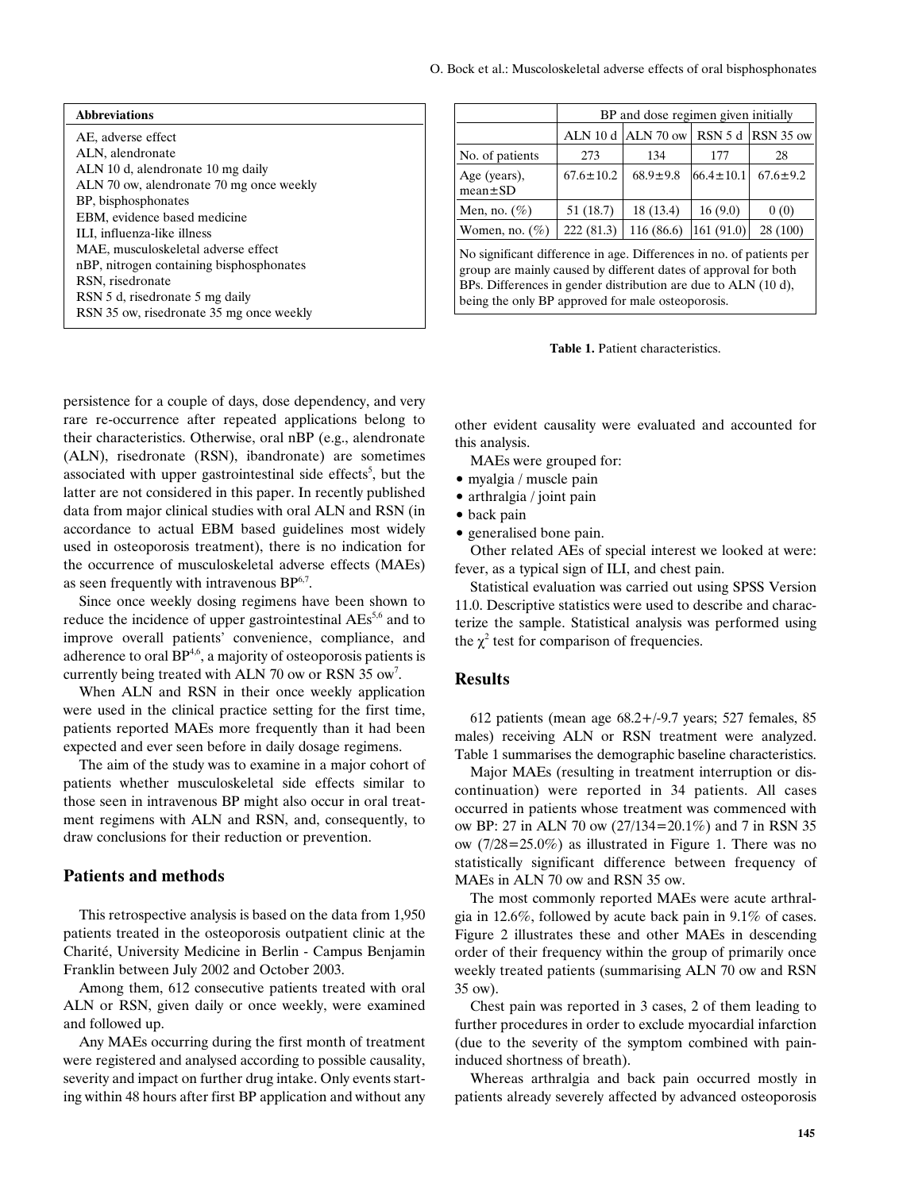| Abbreviations |
|---|
| AE, adverse effect |
| ALN, alendronate |
| ALN 10 d, alendronate 10 mg daily |
| ALN 70 ow, alendronate 70 mg once weekly |
| BP, bisphosphonates |
| EBM, evidence based medicine |
| ILI, influenza-like illness |
| MAE, musculoskeletal adverse effect |
| nBP, nitrogen containing bisphosphonates |
| RSN, risedronate |
| RSN 5 d, risedronate 5 mg daily |
| RSN 35 ow, risedronate 35 mg once weekly |

| | BP and dose regimen given initially | | | |
|---|---|---|---|---|
| | ALN 10 d | ALN 70 ow | RSN 5 d | RSN 35 ow |
| No. of patients | 273 | 134 | 177 | 28 |
| Age (years), mean±SD | 67.6±10.2 | 68.9±9.8 | 66.4±10.1 | 67.6±9.2 |
| Men, no. (%) | 51 (18.7) | 18 (13.4) | 16 (9.0) | 0 (0) |
| Women, no. (%) | 222 (81.3) | 116 (86.6) | 161 (91.0) | 28 (100) |

No significant difference in age. Differences in no. of patients per group are mainly caused by different dates of approval for both BPs. Differences in gender distribution are due to ALN (10 d), being the only BP approved for male osteoporosis.

**Table 1.** Patient characteristics.

persistence for a couple of days, dose dependency, and very rare re-occurrence after repeated applications belong to their characteristics. Otherwise, oral nBP (e.g., alendronate (ALN), risedronate (RSN), ibandronate) are sometimes associated with upper gastrointestinal side effects[5], but the latter are not considered in this paper. In recently published data from major clinical studies with oral ALN and RSN (in accordance to actual EBM based guidelines most widely used in osteoporosis treatment), there is no indication for the occurrence of musculoskeletal adverse effects (MAEs) as seen frequently with intravenous BP[6,7].

Since once weekly dosing regimens have been shown to reduce the incidence of upper gastrointestinal AEs[5,6] and to improve overall patients' convenience, compliance, and adherence to oral BP[4,6], a majority of osteoporosis patients is currently being treated with ALN 70 ow or RSN 35 ow[7].

When ALN and RSN in their once weekly application were used in the clinical practice setting for the first time, patients reported MAEs more frequently than it had been expected and ever seen before in daily dosage regimens.

The aim of the study was to examine in a major cohort of patients whether musculoskeletal side effects similar to those seen in intravenous BP might also occur in oral treatment regimens with ALN and RSN, and, consequently, to draw conclusions for their reduction or prevention.

## Patients and methods

This retrospective analysis is based on the data from 1,950 patients treated in the osteoporosis outpatient clinic at the Charité, University Medicine in Berlin - Campus Benjamin Franklin between July 2002 and October 2003.

Among them, 612 consecutive patients treated with oral ALN or RSN, given daily or once weekly, were examined and followed up.

Any MAEs occurring during the first month of treatment were registered and analysed according to possible causality, severity and impact on further drug intake. Only events starting within 48 hours after first BP application and without any other evident causality were evaluated and accounted for this analysis.

MAEs were grouped for:

- myalgia / muscle pain
- arthralgia / joint pain
- back pain
- generalised bone pain.

Other related AEs of special interest we looked at were: fever, as a typical sign of ILI, and chest pain.

Statistical evaluation was carried out using SPSS Version 11.0. Descriptive statistics were used to describe and characterize the sample. Statistical analysis was performed using the $\chi^2$ test for comparison of frequencies.

## Results

612 patients (mean age 68.2+/-9.7 years; 527 females, 85 males) receiving ALN or RSN treatment were analyzed. Table 1 summarises the demographic baseline characteristics.

Major MAEs (resulting in treatment interruption or discontinuation) were reported in 34 patients. All cases occurred in patients whose treatment was commenced with ow BP: 27 in ALN 70 ow (27/134=20.1%) and 7 in RSN 35 ow (7/28=25.0%) as illustrated in Figure 1. There was no statistically significant difference between frequency of MAEs in ALN 70 ow and RSN 35 ow.

The most commonly reported MAEs were acute arthralgia in 12.6%, followed by acute back pain in 9.1% of cases. Figure 2 illustrates these and other MAEs in descending order of their frequency within the group of primarily once weekly treated patients (summarising ALN 70 ow and RSN 35 ow).

Chest pain was reported in 3 cases, 2 of them leading to further procedures in order to exclude myocardial infarction (due to the severity of the symptom combined with pain-induced shortness of breath).

Whereas arthralgia and back pain occurred mostly in patients already severely affected by advanced osteoporosis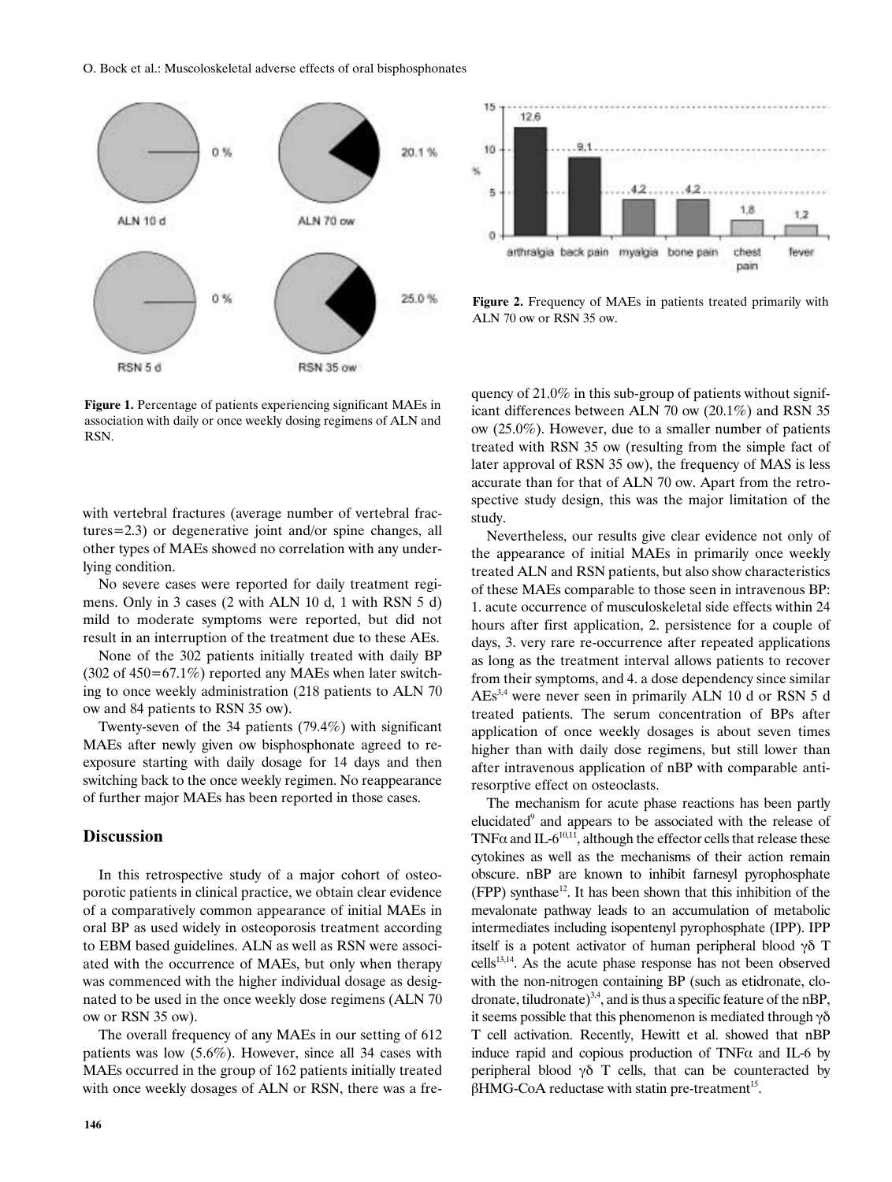Figure 1. Percentage of patients experiencing significant MAEs in association with daily or once weekly dosing regimens of ALN and RSN.

Figure 2. Frequency of MAEs in patients treated primarily with ALN 70 ow or RSN 35 ow.

with vertebral fractures (average number of vertebral fractures=2.3) or degenerative joint and/or spine changes, all other types of MAEs showed no correlation with any underlying condition.

No severe cases were reported for daily treatment regimens. Only in 3 cases (2 with ALN 10 d, 1 with RSN 5 d) mild to moderate symptoms were reported, but did not result in an interruption of the treatment due to these AEs.

None of the 302 patients initially treated with daily BP (302 of 450=67.1%) reported any MAEs when later switching to once weekly administration (218 patients to ALN 70 ow and 84 patients to RSN 35 ow).

Twenty-seven of the 34 patients (79.4%) with significant MAEs after newly given ow bisphosphonate agreed to re-exposure starting with daily dosage for 14 days and then switching back to the once weekly regimen. No reappearance of further major MAEs has been reported in those cases.

## Discussion

In this retrospective study of a major cohort of osteoporotic patients in clinical practice, we obtain clear evidence of a comparatively common appearance of initial MAEs in oral BP as used widely in osteoporosis treatment according to EBM based guidelines. ALN as well as RSN were associated with the occurrence of MAEs, but only when therapy was commenced with the higher individual dosage as designated to be used in the once weekly dose regimens (ALN 70 ow or RSN 35 ow).

The overall frequency of any MAEs in our setting of 612 patients was low (5.6%). However, since all 34 cases with MAEs occurred in the group of 162 patients initially treated with once weekly dosages of ALN or RSN, there was a frequency of 21.0% in this sub-group of patients without significant differences between ALN 70 ow (20.1%) and RSN 35 ow (25.0%). However, due to a smaller number of patients treated with RSN 35 ow (resulting from the simple fact of later approval of RSN 35 ow), the frequency of MAS is less accurate than for that of ALN 70 ow. Apart from the retrospective study design, this was the major limitation of the study.

Nevertheless, our results give clear evidence not only of the appearance of initial MAEs in primarily once weekly treated ALN and RSN patients, but also show characteristics of these MAEs comparable to those seen in intravenous BP: 1. acute occurrence of musculoskeletal side effects within 24 hours after first application, 2. persistence for a couple of days, 3. very rare re-occurrence after repeated applications as long as the treatment interval allows patients to recover from their symptoms, and 4. a dose dependency since similar AEs[3,4] were never seen in primarily ALN 10 d or RSN 5 d treated patients. The serum concentration of BPs after application of once weekly dosages is about seven times higher than with daily dose regimens, but still lower than after intravenous application of nBP with comparable anti-resorptive effect on osteoclasts.

The mechanism for acute phase reactions has been partly elucidated[9] and appears to be associated with the release of TNFα and IL-6[10,11], although the effector cells that release these cytokines as well as the mechanisms of their action remain obscure. nBP are known to inhibit farnesyl pyrophosphate (FPP) synthase[12]. It has been shown that this inhibition of the mevalonate pathway leads to an accumulation of metabolic intermediates including isopentenyl pyrophosphate (IPP). IPP itself is a potent activator of human peripheral blood γδ T cells[13,14]. As the acute phase response has not been observed with the non-nitrogen containing BP (such as etidronate, clodronate, tiludronate)[3,4], and is thus a specific feature of the nBP, it seems possible that this phenomenon is mediated through γδ T cell activation. Recently, Hewitt et al. showed that nBP induce rapid and copious production of TNFα and IL-6 by peripheral blood γδ T cells, that can be counteracted by βHMG-CoA reductase with statin pre-treatment[15].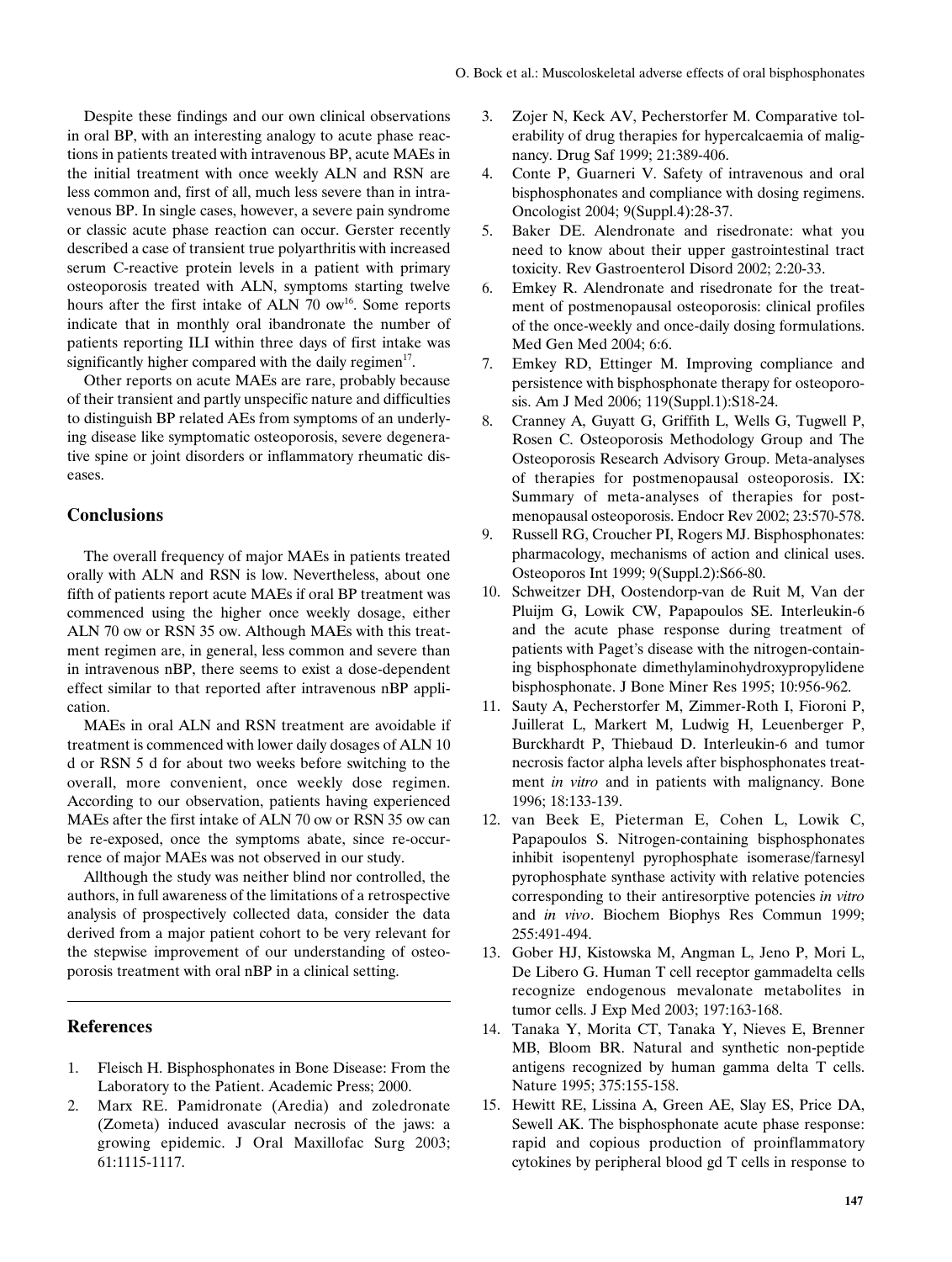Despite these findings and our own clinical observations in oral BP, with an interesting analogy to acute phase reactions in patients treated with intravenous BP, acute MAEs in the initial treatment with once weekly ALN and RSN are less common and, first of all, much less severe than in intravenous BP. In single cases, however, a severe pain syndrome or classic acute phase reaction can occur. Gerster recently described a case of transient true polyarthritis with increased serum C-reactive protein levels in a patient with primary osteoporosis treated with ALN, symptoms starting twelve hours after the first intake of ALN 70 ow[16]. Some reports indicate that in monthly oral ibandronate the number of patients reporting ILI within three days of first intake was significantly higher compared with the daily regimen[17].

Other reports on acute MAEs are rare, probably because of their transient and partly unspecific nature and difficulties to distinguish BP related AEs from symptoms of an underlying disease like symptomatic osteoporosis, severe degenerative spine or joint disorders or inflammatory rheumatic diseases.

## Conclusions

The overall frequency of major MAEs in patients treated orally with ALN and RSN is low. Nevertheless, about one fifth of patients report acute MAEs if oral BP treatment was commenced using the higher once weekly dosage, either ALN 70 ow or RSN 35 ow. Although MAEs with this treatment regimen are, in general, less common and severe than in intravenous nBP, there seems to exist a dose-dependent effect similar to that reported after intravenous nBP application.

MAEs in oral ALN and RSN treatment are avoidable if treatment is commenced with lower daily dosages of ALN 10 d or RSN 5 d for about two weeks before switching to the overall, more convenient, once weekly dose regimen. According to our observation, patients having experienced MAEs after the first intake of ALN 70 ow or RSN 35 ow can be re-exposed, once the symptoms abate, since re-occurrence of major MAEs was not observed in our study.

Allthough the study was neither blind nor controlled, the authors, in full awareness of the limitations of a retrospective analysis of prospectively collected data, consider the data derived from a major patient cohort to be very relevant for the stepwise improvement of our understanding of osteoporosis treatment with oral nBP in a clinical setting.

## References

1. Fleisch H. Bisphosphonates in Bone Disease: From the Laboratory to the Patient. Academic Press; 2000.
2. Marx RE. Pamidronate (Aredia) and zoledronate (Zometa) induced avascular necrosis of the jaws: a growing epidemic. J Oral Maxillofac Surg 2003; 61:1115-1117.
3. Zojer N, Keck AV, Pecherstorfer M. Comparative tolerability of drug therapies for hypercalcaemia of malignancy. Drug Saf 1999; 21:389-406.
4. Conte P, Guarneri V. Safety of intravenous and oral bisphosphonates and compliance with dosing regimens. Oncologist 2004; 9(Suppl.4):28-37.
5. Baker DE. Alendronate and risedronate: what you need to know about their upper gastrointestinal tract toxicity. Rev Gastroenterol Disord 2002; 2:20-33.
6. Emkey R. Alendronate and risedronate for the treatment of postmenopausal osteoporosis: clinical profiles of the once-weekly and once-daily dosing formulations. Med Gen Med 2004; 6:6.
7. Emkey RD, Ettinger M. Improving compliance and persistence with bisphosphonate therapy for osteoporosis. Am J Med 2006; 119(Suppl.1):S18-24.
8. Cranney A, Guyatt G, Griffith L, Wells G, Tugwell P, Rosen C. Osteoporosis Methodology Group and The Osteoporosis Research Advisory Group. Meta-analyses of therapies for postmenopausal osteoporosis. IX: Summary of meta-analyses of therapies for postmenopausal osteoporosis. Endocr Rev 2002; 23:570-578.
9. Russell RG, Croucher PI, Rogers MJ. Bisphosphonates: pharmacology, mechanisms of action and clinical uses. Osteoporos Int 1999; 9(Suppl.2):S66-80.
10. Schweitzer DH, Oostendorp-van de Ruit M, Van der Pluijm G, Lowik CW, Papapoulos SE. Interleukin-6 and the acute phase response during treatment of patients with Paget's disease with the nitrogen-containing bisphosphonate dimethylaminohydroxypropylidene bisphosphonate. J Bone Miner Res 1995; 10:956-962.
11. Sauty A, Pecherstorfer M, Zimmer-Roth I, Fioroni P, Juillerat L, Markert M, Ludwig H, Leuenberger P, Burckhardt P, Thiebaud D. Interleukin-6 and tumor necrosis factor alpha levels after bisphosphonates treatment *in vitro* and in patients with malignancy. Bone 1996; 18:133-139.
12. van Beek E, Pieterman E, Cohen L, Lowik C, Papapoulos S. Nitrogen-containing bisphosphonates inhibit isopentenyl pyrophosphate isomerase/farnesyl pyrophosphate synthase activity with relative potencies corresponding to their antiresorptive potencies *in vitro* and *in vivo*. Biochem Biophys Res Commun 1999; 255:491-494.
13. Gober HJ, Kistowska M, Angman L, Jeno P, Mori L, De Libero G. Human T cell receptor gammadelta cells recognize endogenous mevalonate metabolites in tumor cells. J Exp Med 2003; 197:163-168.
14. Tanaka Y, Morita CT, Tanaka Y, Nieves E, Brenner MB, Bloom BR. Natural and synthetic non-peptide antigens recognized by human gamma delta T cells. Nature 1995; 375:155-158.
15. Hewitt RE, Lissina A, Green AE, Slay ES, Price DA, Sewell AK. The bisphosphonate acute phase response: rapid and copious production of proinflammatory cytokines by peripheral blood gd T cells in response to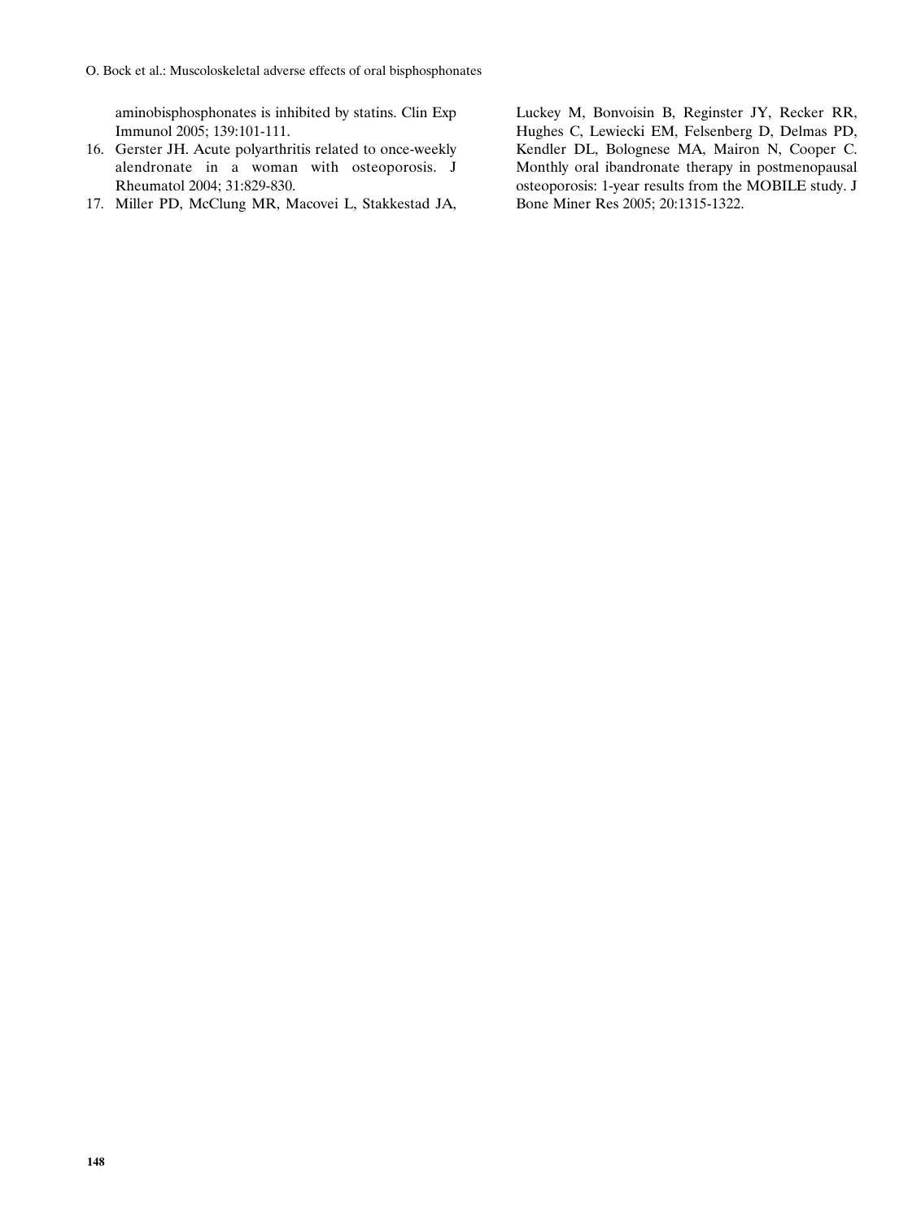aminobisphosphonates is inhibited by statins. Clin Exp Immunol 2005; 139:101-111.

16. Gerster JH. Acute polyarthritis related to once-weekly alendronate in a woman with osteoporosis. J Rheumatol 2004; 31:829-830.
17. Miller PD, McClung MR, Macovei L, Stakkestad JA, Luckey M, Bonvoisin B, Reginster JY, Recker RR, Hughes C, Lewiecki EM, Felsenberg D, Delmas PD, Kendler DL, Bolognese MA, Mairon N, Cooper C. Monthly oral ibandronate therapy in postmenopausal osteoporosis: 1-year results from the MOBILE study. J Bone Miner Res 2005; 20:1315-1322.